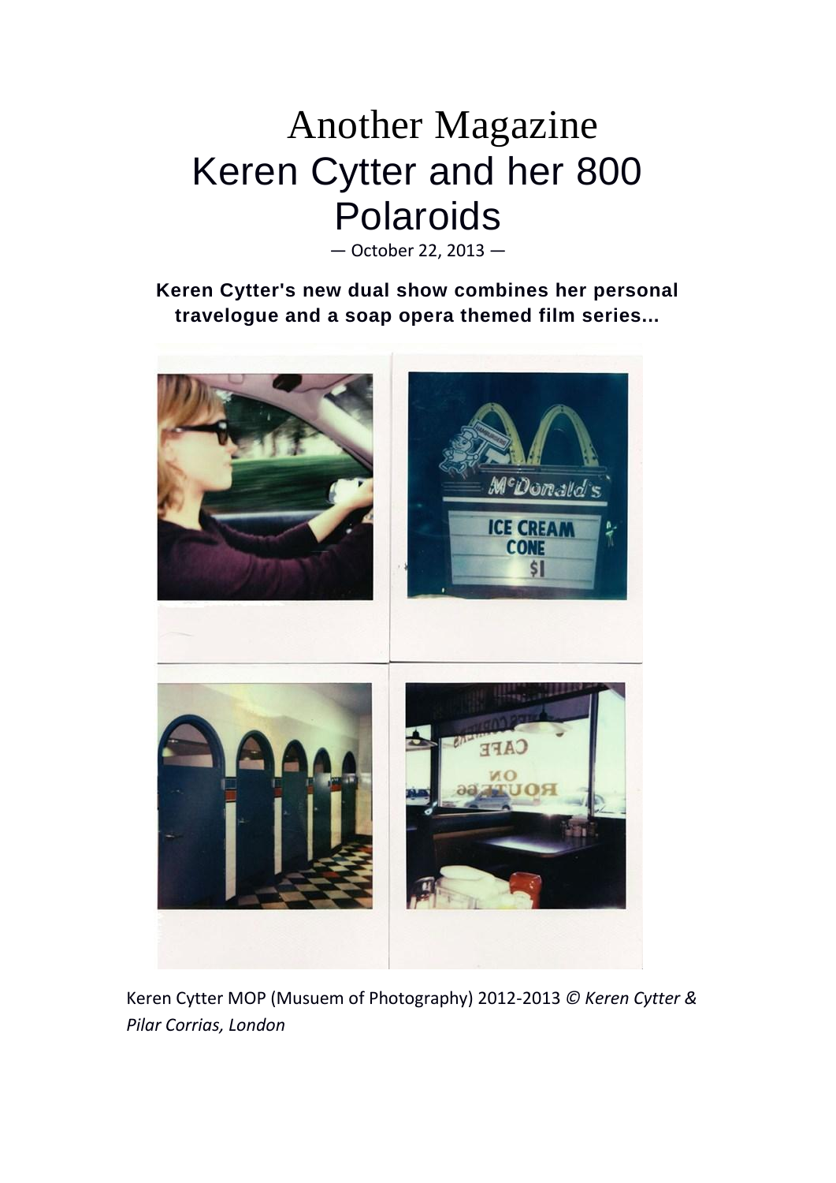# Another Magazine

# Keren Cytter and her 800 Polaroids

— October 22, 2013 —

**Keren Cytter's new dual show combines her personal travelogue and a soap opera themed film series...**

Keren Cytter MOP (Musuem of Photography) 2012-2013 *© Keren Cytter & Pilar Corrias, London*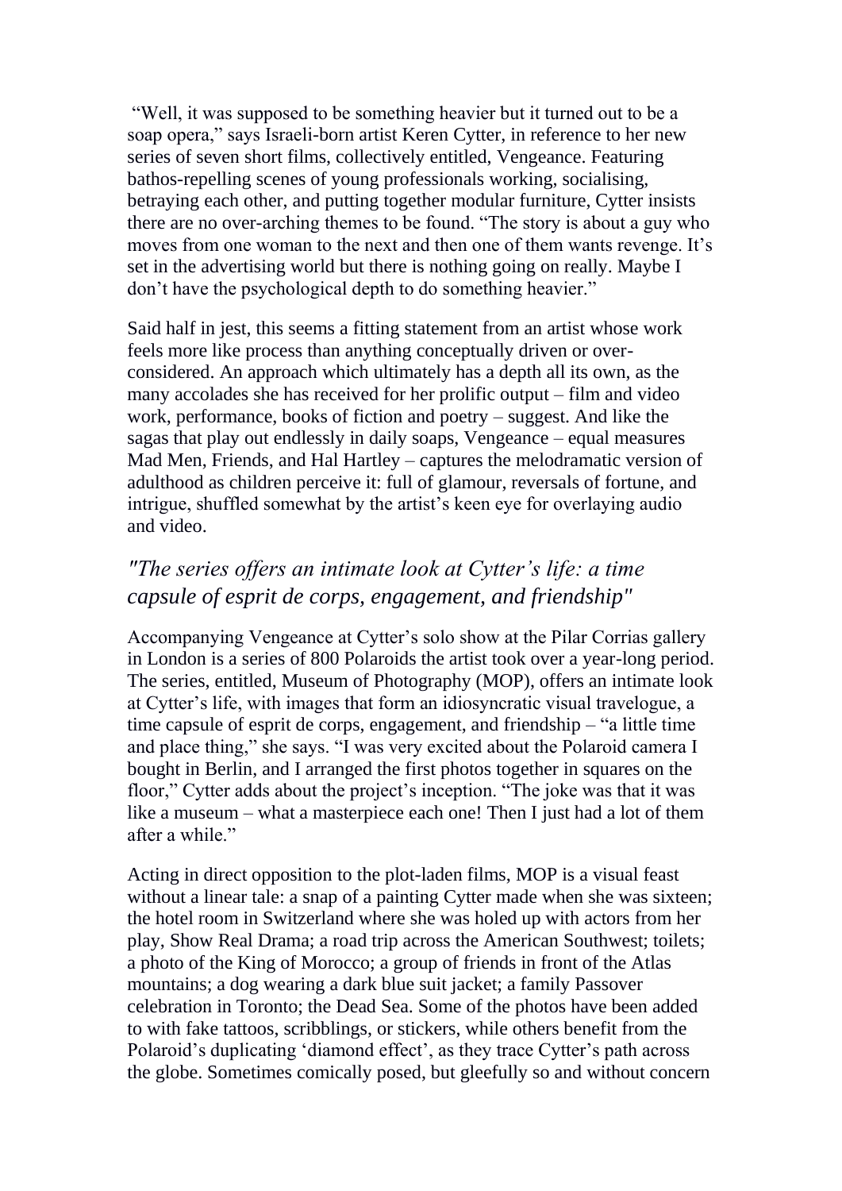"Well, it was supposed to be something heavier but it turned out to be a soap opera," says Israeli-born artist Keren Cytter, in reference to her new series of seven short films, collectively entitled, Vengeance. Featuring bathos-repelling scenes of young professionals working, socialising, betraying each other, and putting together modular furniture, Cytter insists there are no over-arching themes to be found. "The story is about a guy who moves from one woman to the next and then one of them wants revenge. It's set in the advertising world but there is nothing going on really. Maybe I don't have the psychological depth to do something heavier."

Said half in jest, this seems a fitting statement from an artist whose work feels more like process than anything conceptually driven or over-considered. An approach which ultimately has a depth all its own, as the many accolades she has received for her prolific output – film and video work, performance, books of fiction and poetry – suggest. And like the sagas that play out endlessly in daily soaps, Vengeance – equal measures Mad Men, Friends, and Hal Hartley – captures the melodramatic version of adulthood as children perceive it: full of glamour, reversals of fortune, and intrigue, shuffled somewhat by the artist's keen eye for overlaying audio and video.

## *"The series offers an intimate look at Cytter's life: a time capsule of esprit de corps, engagement, and friendship"*

Accompanying Vengeance at Cytter's solo show at the Pilar Corrias gallery in London is a series of 800 Polaroids the artist took over a year-long period. The series, entitled, Museum of Photography (MOP), offers an intimate look at Cytter's life, with images that form an idiosyncratic visual travelogue, a time capsule of esprit de corps, engagement, and friendship – "a little time and place thing," she says. "I was very excited about the Polaroid camera I bought in Berlin, and I arranged the first photos together in squares on the floor," Cytter adds about the project's inception. "The joke was that it was like a museum – what a masterpiece each one! Then I just had a lot of them after a while."

Acting in direct opposition to the plot-laden films, MOP is a visual feast without a linear tale: a snap of a painting Cytter made when she was sixteen; the hotel room in Switzerland where she was holed up with actors from her play, Show Real Drama; a road trip across the American Southwest; toilets; a photo of the King of Morocco; a group of friends in front of the Atlas mountains; a dog wearing a dark blue suit jacket; a family Passover celebration in Toronto; the Dead Sea. Some of the photos have been added to with fake tattoos, scribblings, or stickers, while others benefit from the Polaroid's duplicating 'diamond effect', as they trace Cytter's path across the globe. Sometimes comically posed, but gleefully so and without concern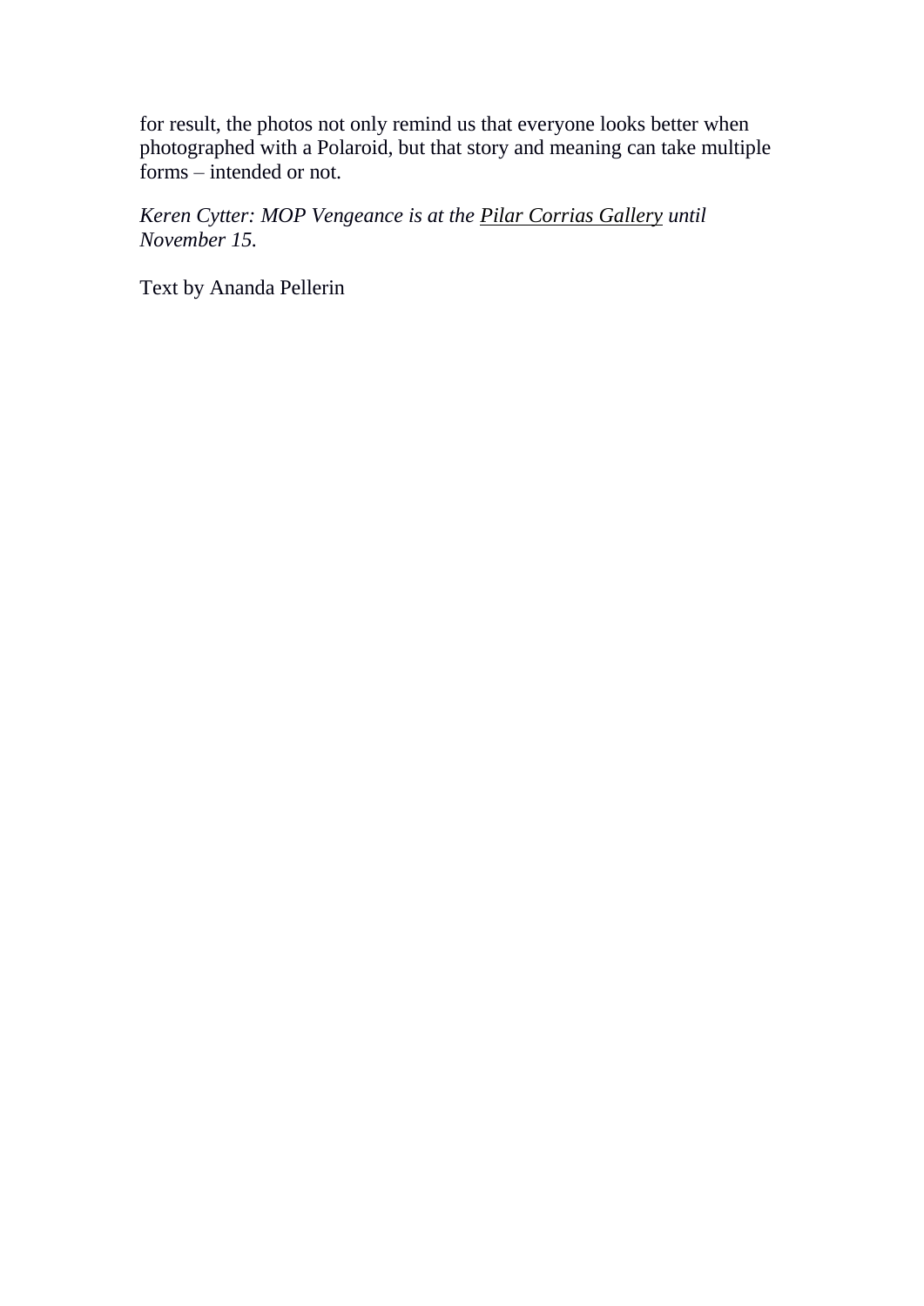for result, the photos not only remind us that everyone looks better when photographed with a Polaroid, but that story and meaning can take multiple forms – intended or not.

*Keren Cytter: MOP Vengeance is at the Pilar Corrias Gallery until November 15.*

Text by Ananda Pellerin